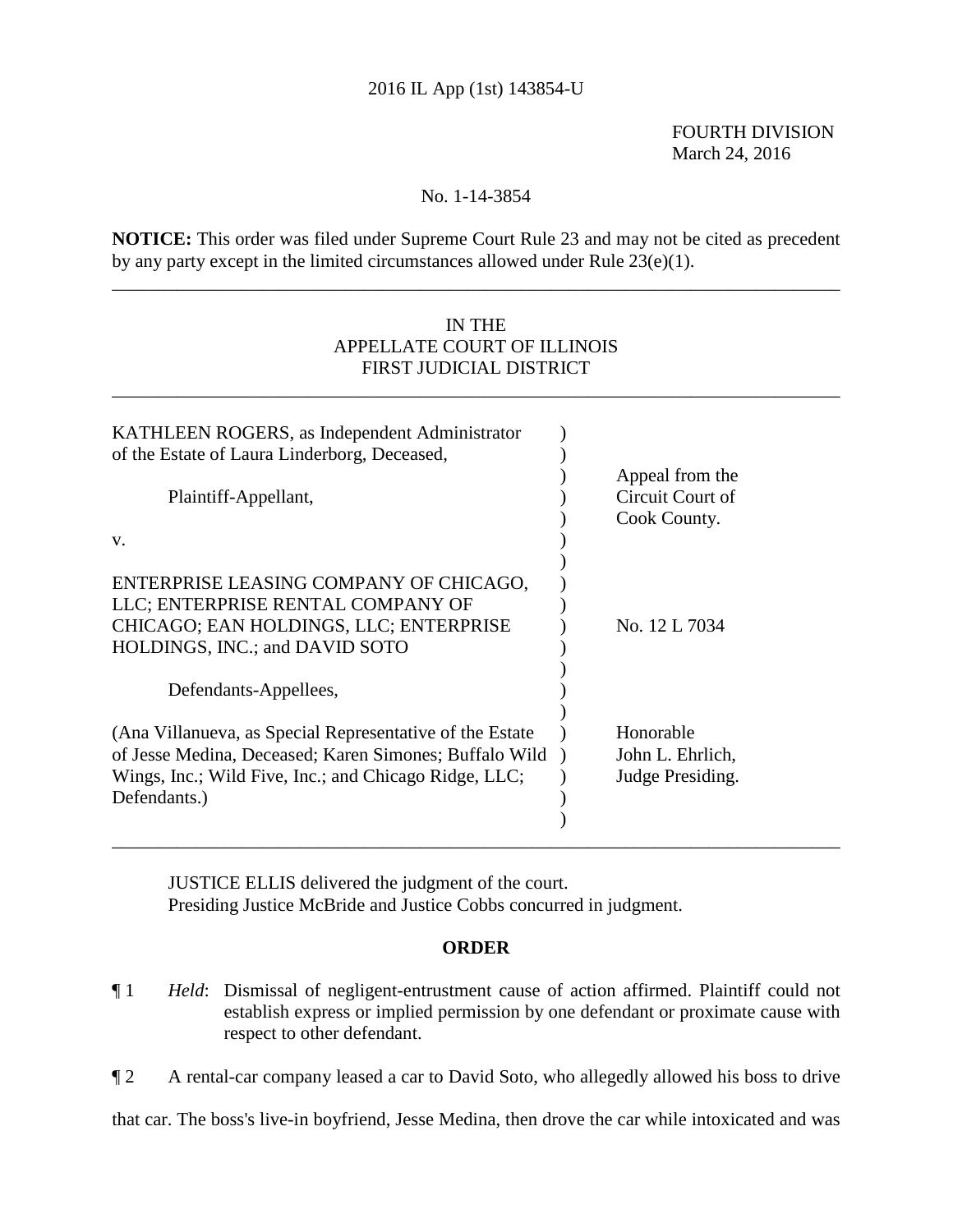2016 IL App (1st) 143854-U

FOURTH DIVISION
March 24, 2016

No. 1-14-3854

**NOTICE:** This order was filed under Supreme Court Rule 23 and may not be cited as precedent by any party except in the limited circumstances allowed under Rule 23(e)(1).

---

IN THE
APPELLATE COURT OF ILLINOIS
FIRST JUDICIAL DISTRICT

---

| | |
|---|---|
| KATHLEEN ROGERS, as Independent Administrator of the Estate of Laura Linderborg, Deceased,<br><br>Plaintiff-Appellant,<br><br>v.<br><br>ENTERPRISE LEASING COMPANY OF CHICAGO, LLC; ENTERPRISE RENTAL COMPANY OF CHICAGO; EAN HOLDINGS, LLC; ENTERPRISE HOLDINGS, INC.; and DAVID SOTO<br><br>Defendants-Appellees,<br><br>(Ana Villanueva, as Special Representative of the Estate of Jesse Medina, Deceased; Karen Simones; Buffalo Wild Wings, Inc.; Wild Five, Inc.; and Chicago Ridge, LLC; Defendants.) | Appeal from the Circuit Court of Cook County.<br><br>No. 12 L 7034<br><br>Honorable John L. Ehrlich, Judge Presiding. |

---

JUSTICE ELLIS delivered the judgment of the court.
Presiding Justice McBride and Justice Cobbs concurred in judgment.

**ORDER**

¶ 1 *Held*: Dismissal of negligent-entrustment cause of action affirmed. Plaintiff could not establish express or implied permission by one defendant or proximate cause with respect to other defendant.

¶ 2 A rental-car company leased a car to David Soto, who allegedly allowed his boss to drive that car. The boss's live-in boyfriend, Jesse Medina, then drove the car while intoxicated and was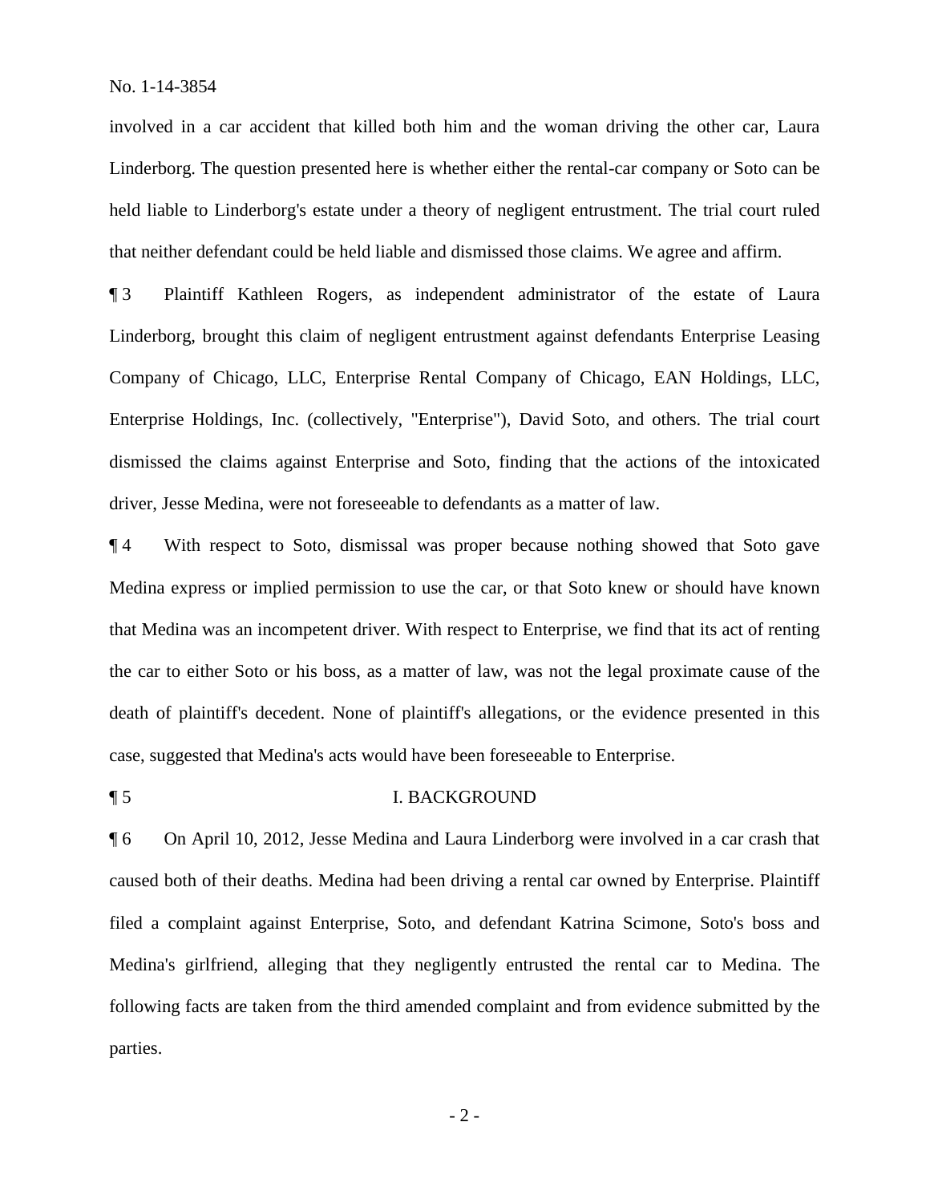involved in a car accident that killed both him and the woman driving the other car, Laura Linderborg. The question presented here is whether either the rental-car company or Soto can be held liable to Linderborg's estate under a theory of negligent entrustment. The trial court ruled that neither defendant could be held liable and dismissed those claims. We agree and affirm.

¶ 3 Plaintiff Kathleen Rogers, as independent administrator of the estate of Laura Linderborg, brought this claim of negligent entrustment against defendants Enterprise Leasing Company of Chicago, LLC, Enterprise Rental Company of Chicago, EAN Holdings, LLC, Enterprise Holdings, Inc. (collectively, "Enterprise"), David Soto, and others. The trial court dismissed the claims against Enterprise and Soto, finding that the actions of the intoxicated driver, Jesse Medina, were not foreseeable to defendants as a matter of law.

¶ 4 With respect to Soto, dismissal was proper because nothing showed that Soto gave Medina express or implied permission to use the car, or that Soto knew or should have known that Medina was an incompetent driver. With respect to Enterprise, we find that its act of renting the car to either Soto or his boss, as a matter of law, was not the legal proximate cause of the death of plaintiff's decedent. None of plaintiff's allegations, or the evidence presented in this case, suggested that Medina's acts would have been foreseeable to Enterprise.

## ¶ 5 I. BACKGROUND

¶ 6 On April 10, 2012, Jesse Medina and Laura Linderborg were involved in a car crash that caused both of their deaths. Medina had been driving a rental car owned by Enterprise. Plaintiff filed a complaint against Enterprise, Soto, and defendant Katrina Scimone, Soto's boss and Medina's girlfriend, alleging that they negligently entrusted the rental car to Medina. The following facts are taken from the third amended complaint and from evidence submitted by the parties.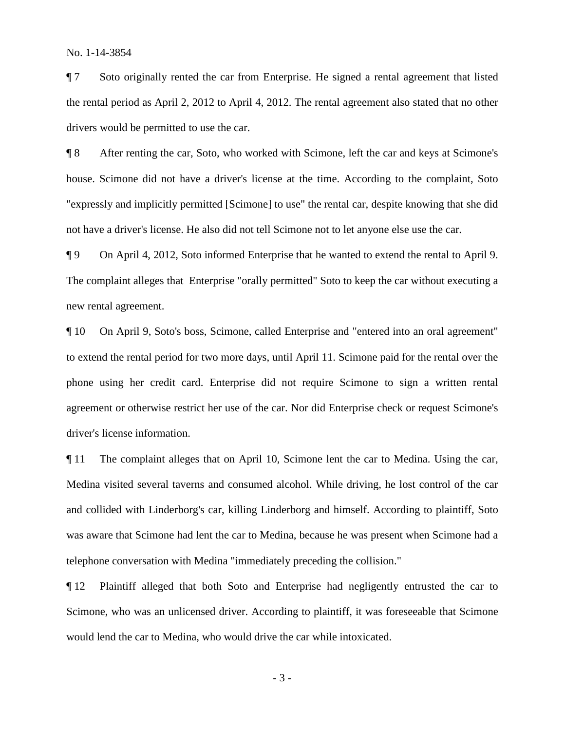¶ 7 Soto originally rented the car from Enterprise. He signed a rental agreement that listed the rental period as April 2, 2012 to April 4, 2012. The rental agreement also stated that no other drivers would be permitted to use the car.

¶ 8 After renting the car, Soto, who worked with Scimone, left the car and keys at Scimone's house. Scimone did not have a driver's license at the time. According to the complaint, Soto "expressly and implicitly permitted [Scimone] to use" the rental car, despite knowing that she did not have a driver's license. He also did not tell Scimone not to let anyone else use the car.

¶ 9 On April 4, 2012, Soto informed Enterprise that he wanted to extend the rental to April 9. The complaint alleges that Enterprise "orally permitted" Soto to keep the car without executing a new rental agreement.

¶ 10 On April 9, Soto's boss, Scimone, called Enterprise and "entered into an oral agreement" to extend the rental period for two more days, until April 11. Scimone paid for the rental over the phone using her credit card. Enterprise did not require Scimone to sign a written rental agreement or otherwise restrict her use of the car. Nor did Enterprise check or request Scimone's driver's license information.

¶ 11 The complaint alleges that on April 10, Scimone lent the car to Medina. Using the car, Medina visited several taverns and consumed alcohol. While driving, he lost control of the car and collided with Linderborg's car, killing Linderborg and himself. According to plaintiff, Soto was aware that Scimone had lent the car to Medina, because he was present when Scimone had a telephone conversation with Medina "immediately preceding the collision."

¶ 12 Plaintiff alleged that both Soto and Enterprise had negligently entrusted the car to Scimone, who was an unlicensed driver. According to plaintiff, it was foreseeable that Scimone would lend the car to Medina, who would drive the car while intoxicated.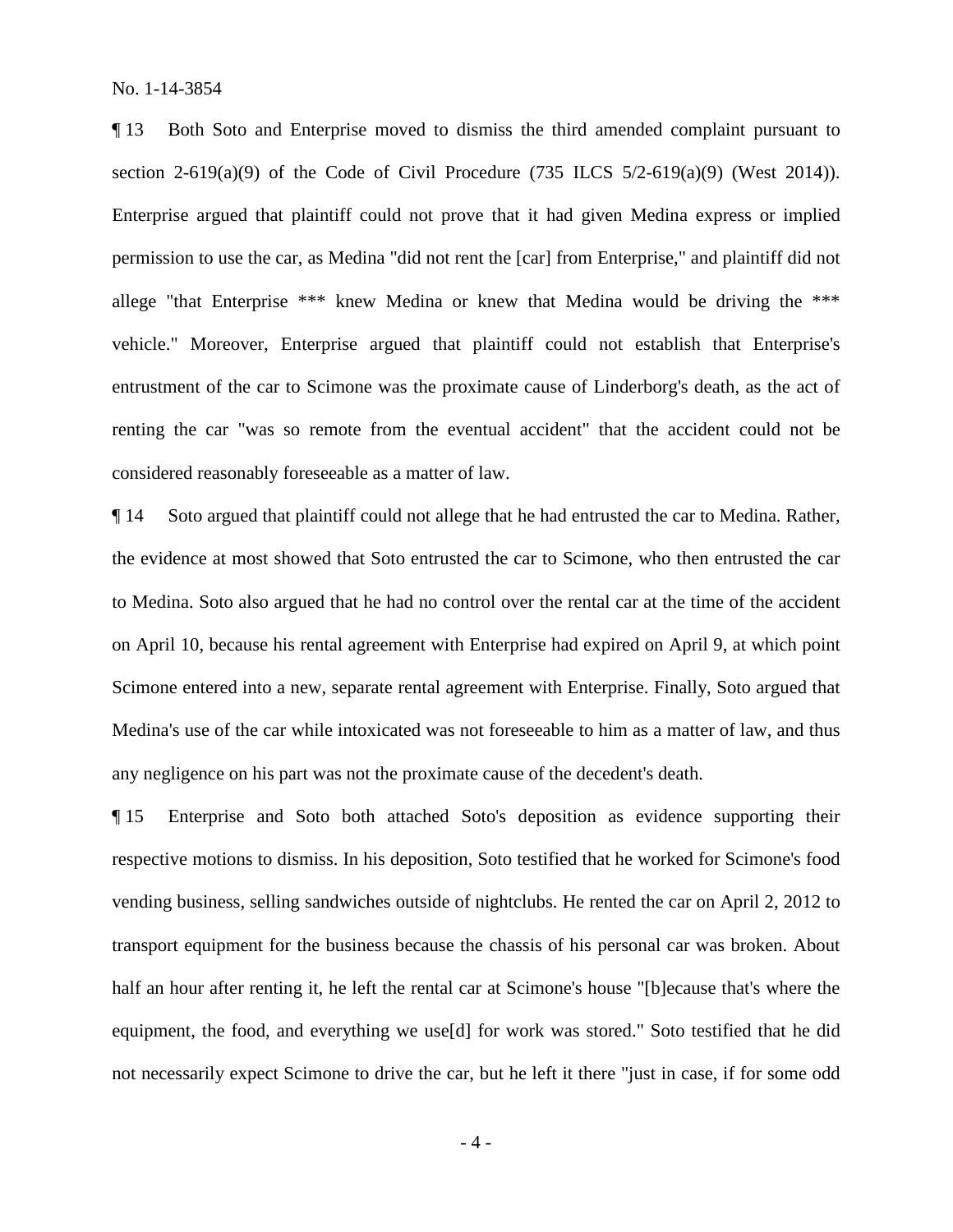¶ 13 Both Soto and Enterprise moved to dismiss the third amended complaint pursuant to section 2-619(a)(9) of the Code of Civil Procedure (735 ILCS 5/2-619(a)(9) (West 2014)). Enterprise argued that plaintiff could not prove that it had given Medina express or implied permission to use the car, as Medina "did not rent the [car] from Enterprise," and plaintiff did not allege "that Enterprise *** knew Medina or knew that Medina would be driving the *** vehicle." Moreover, Enterprise argued that plaintiff could not establish that Enterprise's entrustment of the car to Scimone was the proximate cause of Linderborg's death, as the act of renting the car "was so remote from the eventual accident" that the accident could not be considered reasonably foreseeable as a matter of law.

¶ 14 Soto argued that plaintiff could not allege that he had entrusted the car to Medina. Rather, the evidence at most showed that Soto entrusted the car to Scimone, who then entrusted the car to Medina. Soto also argued that he had no control over the rental car at the time of the accident on April 10, because his rental agreement with Enterprise had expired on April 9, at which point Scimone entered into a new, separate rental agreement with Enterprise. Finally, Soto argued that Medina's use of the car while intoxicated was not foreseeable to him as a matter of law, and thus any negligence on his part was not the proximate cause of the decedent's death.

¶ 15 Enterprise and Soto both attached Soto's deposition as evidence supporting their respective motions to dismiss. In his deposition, Soto testified that he worked for Scimone's food vending business, selling sandwiches outside of nightclubs. He rented the car on April 2, 2012 to transport equipment for the business because the chassis of his personal car was broken. About half an hour after renting it, he left the rental car at Scimone's house "[b]ecause that's where the equipment, the food, and everything we use[d] for work was stored." Soto testified that he did not necessarily expect Scimone to drive the car, but he left it there "just in case, if for some odd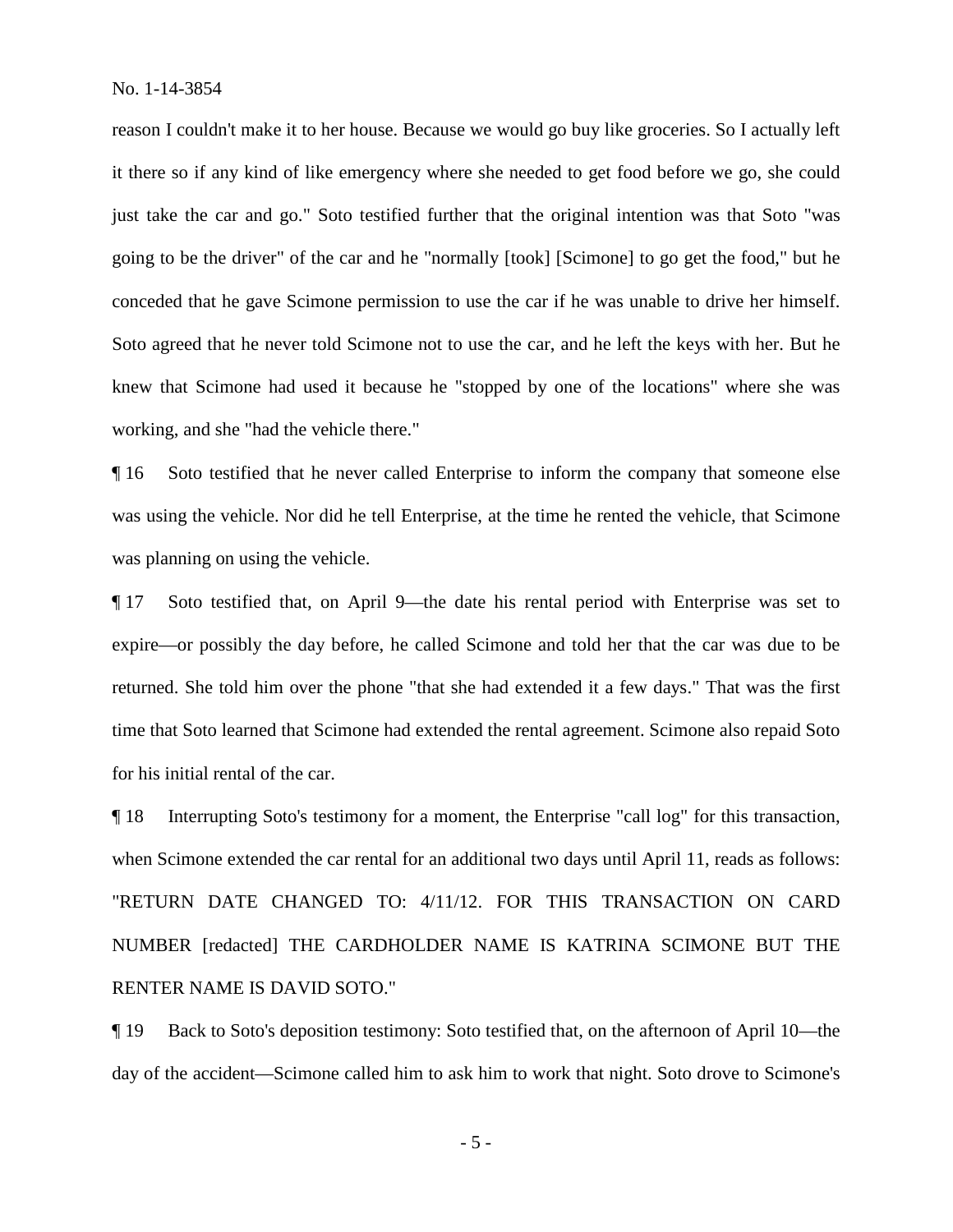reason I couldn't make it to her house. Because we would go buy like groceries. So I actually left it there so if any kind of like emergency where she needed to get food before we go, she could just take the car and go." Soto testified further that the original intention was that Soto "was going to be the driver" of the car and he "normally [took] [Scimone] to go get the food," but he conceded that he gave Scimone permission to use the car if he was unable to drive her himself. Soto agreed that he never told Scimone not to use the car, and he left the keys with her. But he knew that Scimone had used it because he "stopped by one of the locations" where she was working, and she "had the vehicle there."

¶ 16 Soto testified that he never called Enterprise to inform the company that someone else was using the vehicle. Nor did he tell Enterprise, at the time he rented the vehicle, that Scimone was planning on using the vehicle.

¶ 17 Soto testified that, on April 9—the date his rental period with Enterprise was set to expire—or possibly the day before, he called Scimone and told her that the car was due to be returned. She told him over the phone "that she had extended it a few days." That was the first time that Soto learned that Scimone had extended the rental agreement. Scimone also repaid Soto for his initial rental of the car.

¶ 18 Interrupting Soto's testimony for a moment, the Enterprise "call log" for this transaction, when Scimone extended the car rental for an additional two days until April 11, reads as follows: "RETURN DATE CHANGED TO: 4/11/12. FOR THIS TRANSACTION ON CARD NUMBER [redacted] THE CARDHOLDER NAME IS KATRINA SCIMONE BUT THE RENTER NAME IS DAVID SOTO."

¶ 19 Back to Soto's deposition testimony: Soto testified that, on the afternoon of April 10—the day of the accident—Scimone called him to ask him to work that night. Soto drove to Scimone's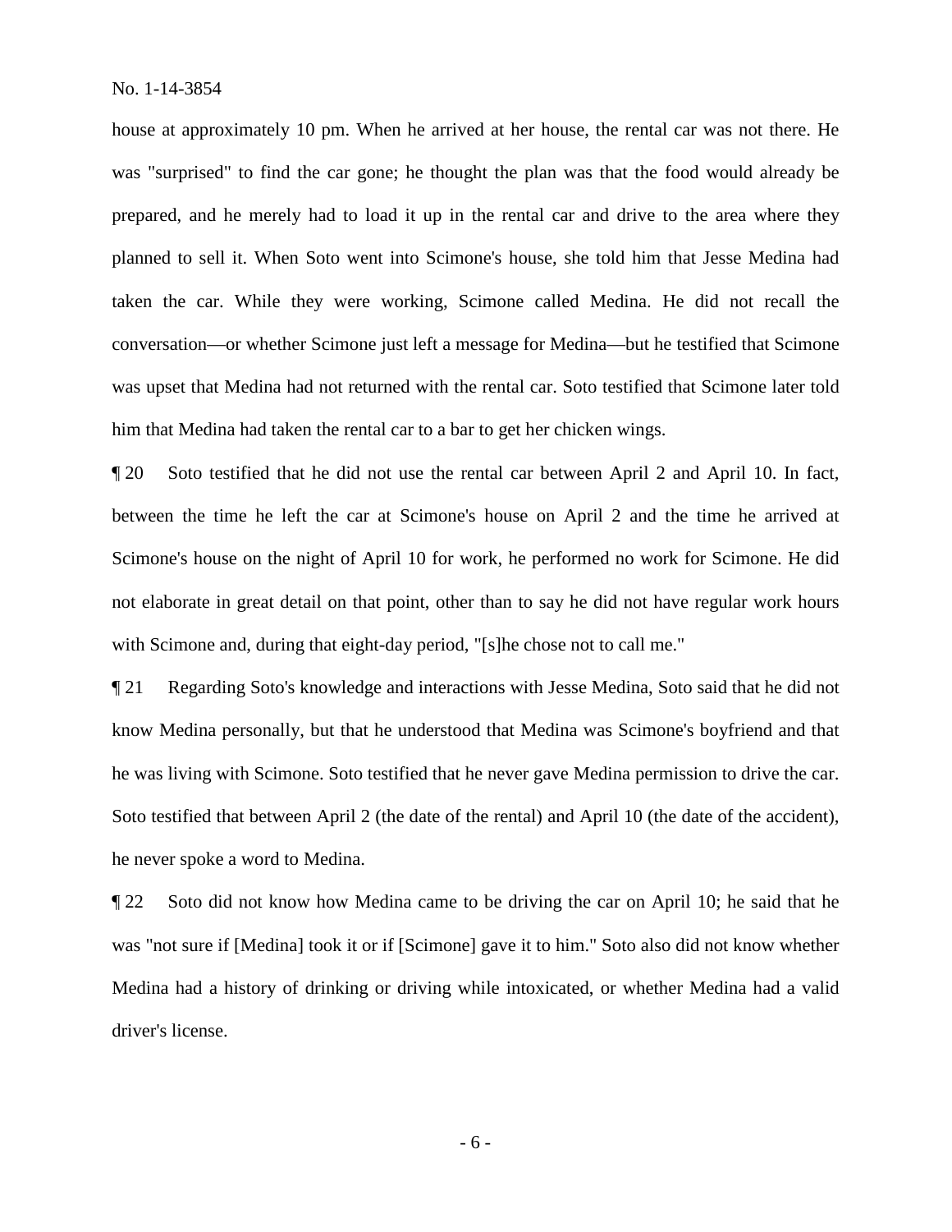house at approximately 10 pm. When he arrived at her house, the rental car was not there. He was "surprised" to find the car gone; he thought the plan was that the food would already be prepared, and he merely had to load it up in the rental car and drive to the area where they planned to sell it. When Soto went into Scimone's house, she told him that Jesse Medina had taken the car. While they were working, Scimone called Medina. He did not recall the conversation—or whether Scimone just left a message for Medina—but he testified that Scimone was upset that Medina had not returned with the rental car. Soto testified that Scimone later told him that Medina had taken the rental car to a bar to get her chicken wings.

¶ 20 Soto testified that he did not use the rental car between April 2 and April 10. In fact, between the time he left the car at Scimone's house on April 2 and the time he arrived at Scimone's house on the night of April 10 for work, he performed no work for Scimone. He did not elaborate in great detail on that point, other than to say he did not have regular work hours with Scimone and, during that eight-day period, "[s]he chose not to call me."

¶ 21 Regarding Soto's knowledge and interactions with Jesse Medina, Soto said that he did not know Medina personally, but that he understood that Medina was Scimone's boyfriend and that he was living with Scimone. Soto testified that he never gave Medina permission to drive the car. Soto testified that between April 2 (the date of the rental) and April 10 (the date of the accident), he never spoke a word to Medina.

¶ 22 Soto did not know how Medina came to be driving the car on April 10; he said that he was "not sure if [Medina] took it or if [Scimone] gave it to him." Soto also did not know whether Medina had a history of drinking or driving while intoxicated, or whether Medina had a valid driver's license.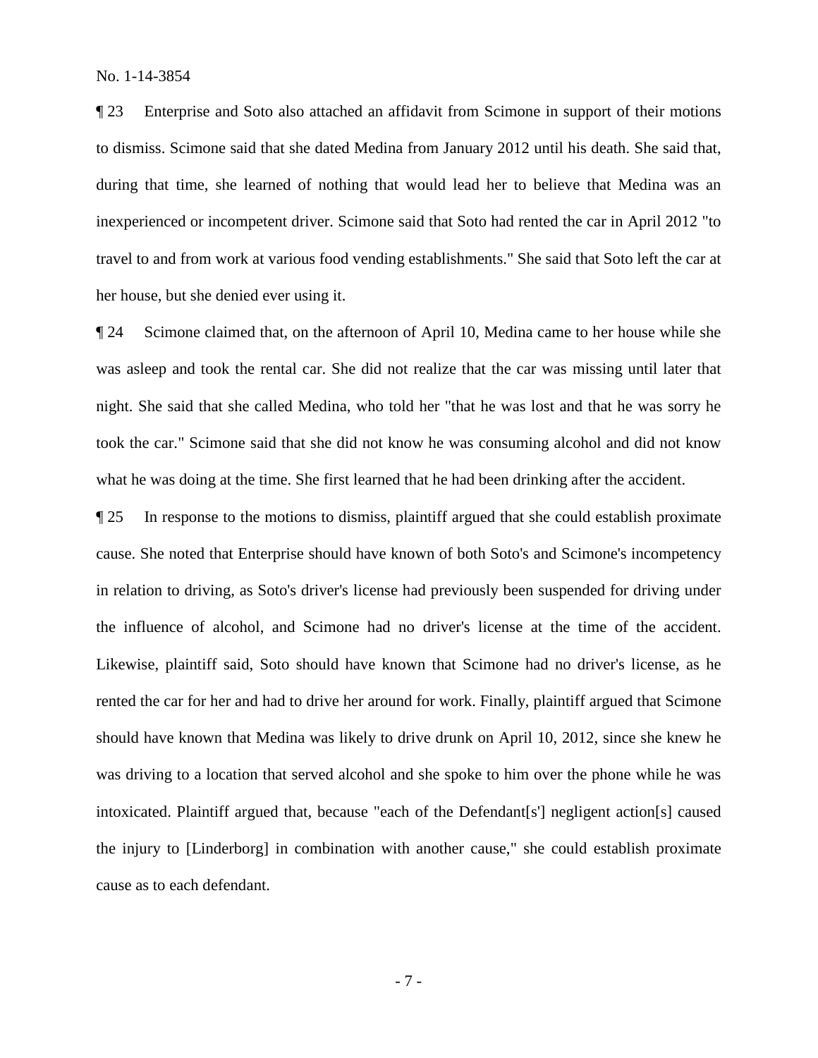¶ 23 Enterprise and Soto also attached an affidavit from Scimone in support of their motions to dismiss. Scimone said that she dated Medina from January 2012 until his death. She said that, during that time, she learned of nothing that would lead her to believe that Medina was an inexperienced or incompetent driver. Scimone said that Soto had rented the car in April 2012 "to travel to and from work at various food vending establishments." She said that Soto left the car at her house, but she denied ever using it.

¶ 24 Scimone claimed that, on the afternoon of April 10, Medina came to her house while she was asleep and took the rental car. She did not realize that the car was missing until later that night. She said that she called Medina, who told her "that he was lost and that he was sorry he took the car." Scimone said that she did not know he was consuming alcohol and did not know what he was doing at the time. She first learned that he had been drinking after the accident.

¶ 25 In response to the motions to dismiss, plaintiff argued that she could establish proximate cause. She noted that Enterprise should have known of both Soto's and Scimone's incompetency in relation to driving, as Soto's driver's license had previously been suspended for driving under the influence of alcohol, and Scimone had no driver's license at the time of the accident. Likewise, plaintiff said, Soto should have known that Scimone had no driver's license, as he rented the car for her and had to drive her around for work. Finally, plaintiff argued that Scimone should have known that Medina was likely to drive drunk on April 10, 2012, since she knew he was driving to a location that served alcohol and she spoke to him over the phone while he was intoxicated. Plaintiff argued that, because "each of the Defendant[s'] negligent action[s] caused the injury to [Linderborg] in combination with another cause," she could establish proximate cause as to each defendant.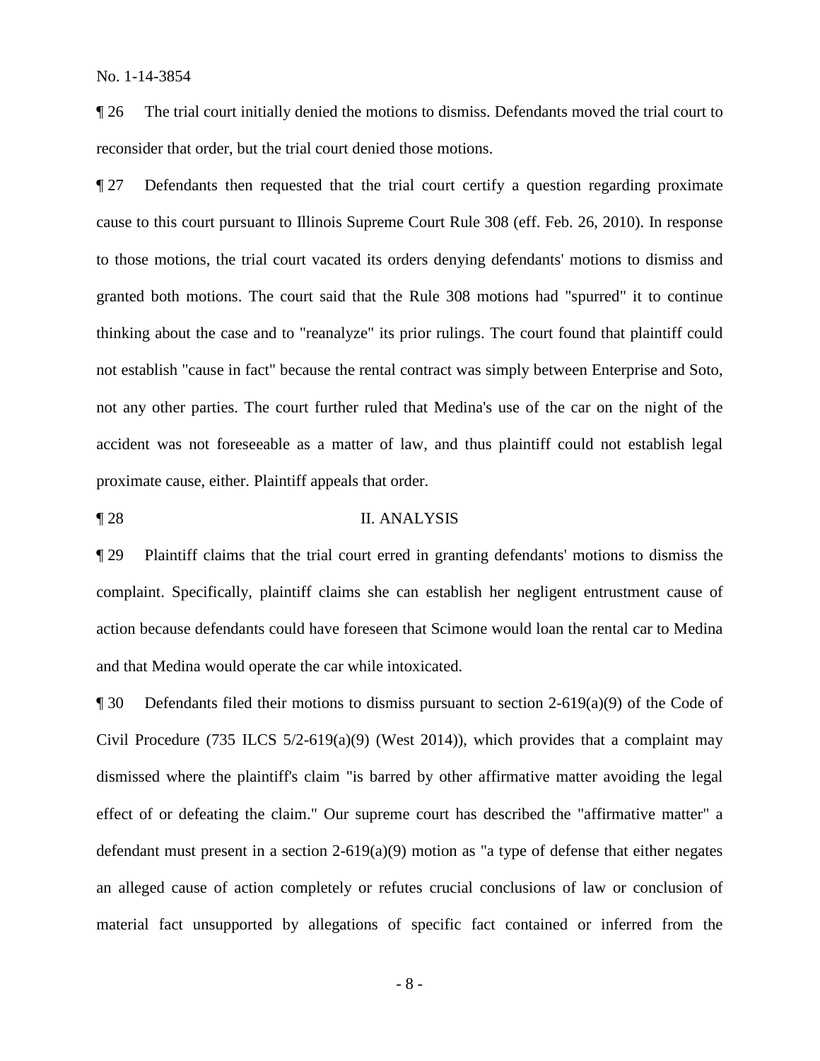¶ 26 The trial court initially denied the motions to dismiss. Defendants moved the trial court to reconsider that order, but the trial court denied those motions.

¶ 27 Defendants then requested that the trial court certify a question regarding proximate cause to this court pursuant to Illinois Supreme Court Rule 308 (eff. Feb. 26, 2010). In response to those motions, the trial court vacated its orders denying defendants' motions to dismiss and granted both motions. The court said that the Rule 308 motions had "spurred" it to continue thinking about the case and to "reanalyze" its prior rulings. The court found that plaintiff could not establish "cause in fact" because the rental contract was simply between Enterprise and Soto, not any other parties. The court further ruled that Medina's use of the car on the night of the accident was not foreseeable as a matter of law, and thus plaintiff could not establish legal proximate cause, either. Plaintiff appeals that order.

## ¶ 28 II. ANALYSIS

¶ 29 Plaintiff claims that the trial court erred in granting defendants' motions to dismiss the complaint. Specifically, plaintiff claims she can establish her negligent entrustment cause of action because defendants could have foreseen that Scimone would loan the rental car to Medina and that Medina would operate the car while intoxicated.

¶ 30 Defendants filed their motions to dismiss pursuant to section 2-619(a)(9) of the Code of Civil Procedure (735 ILCS 5/2-619(a)(9) (West 2014)), which provides that a complaint may dismissed where the plaintiff's claim "is barred by other affirmative matter avoiding the legal effect of or defeating the claim." Our supreme court has described the "affirmative matter" a defendant must present in a section 2-619(a)(9) motion as "a type of defense that either negates an alleged cause of action completely or refutes crucial conclusions of law or conclusion of material fact unsupported by allegations of specific fact contained or inferred from the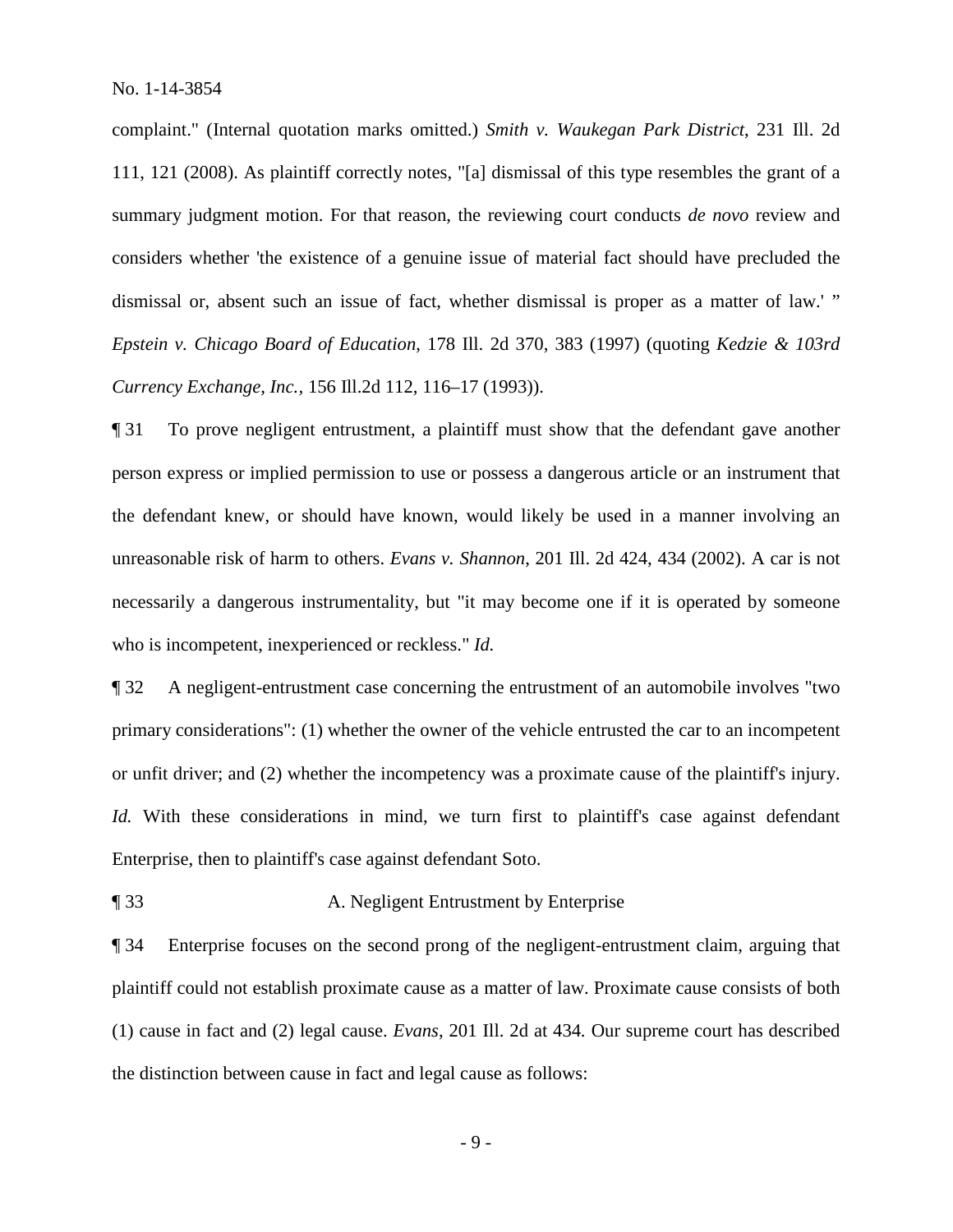complaint." (Internal quotation marks omitted.) *Smith v. Waukegan Park District*, 231 Ill. 2d 111, 121 (2008). As plaintiff correctly notes, "[a] dismissal of this type resembles the grant of a summary judgment motion. For that reason, the reviewing court conducts *de novo* review and considers whether 'the existence of a genuine issue of material fact should have precluded the dismissal or, absent such an issue of fact, whether dismissal is proper as a matter of law.' " *Epstein v. Chicago Board of Education*, 178 Ill. 2d 370, 383 (1997) (quoting *Kedzie & 103rd Currency Exchange, Inc.*, 156 Ill.2d 112, 116–17 (1993)).

¶ 31 To prove negligent entrustment, a plaintiff must show that the defendant gave another person express or implied permission to use or possess a dangerous article or an instrument that the defendant knew, or should have known, would likely be used in a manner involving an unreasonable risk of harm to others. *Evans v. Shannon*, 201 Ill. 2d 424, 434 (2002). A car is not necessarily a dangerous instrumentality, but "it may become one if it is operated by someone who is incompetent, inexperienced or reckless." *Id.*

¶ 32 A negligent-entrustment case concerning the entrustment of an automobile involves "two primary considerations": (1) whether the owner of the vehicle entrusted the car to an incompetent or unfit driver; and (2) whether the incompetency was a proximate cause of the plaintiff's injury. *Id.* With these considerations in mind, we turn first to plaintiff's case against defendant Enterprise, then to plaintiff's case against defendant Soto.

¶ 33 A. Negligent Entrustment by Enterprise

¶ 34 Enterprise focuses on the second prong of the negligent-entrustment claim, arguing that plaintiff could not establish proximate cause as a matter of law. Proximate cause consists of both (1) cause in fact and (2) legal cause. *Evans*, 201 Ill. 2d at 434. Our supreme court has described the distinction between cause in fact and legal cause as follows: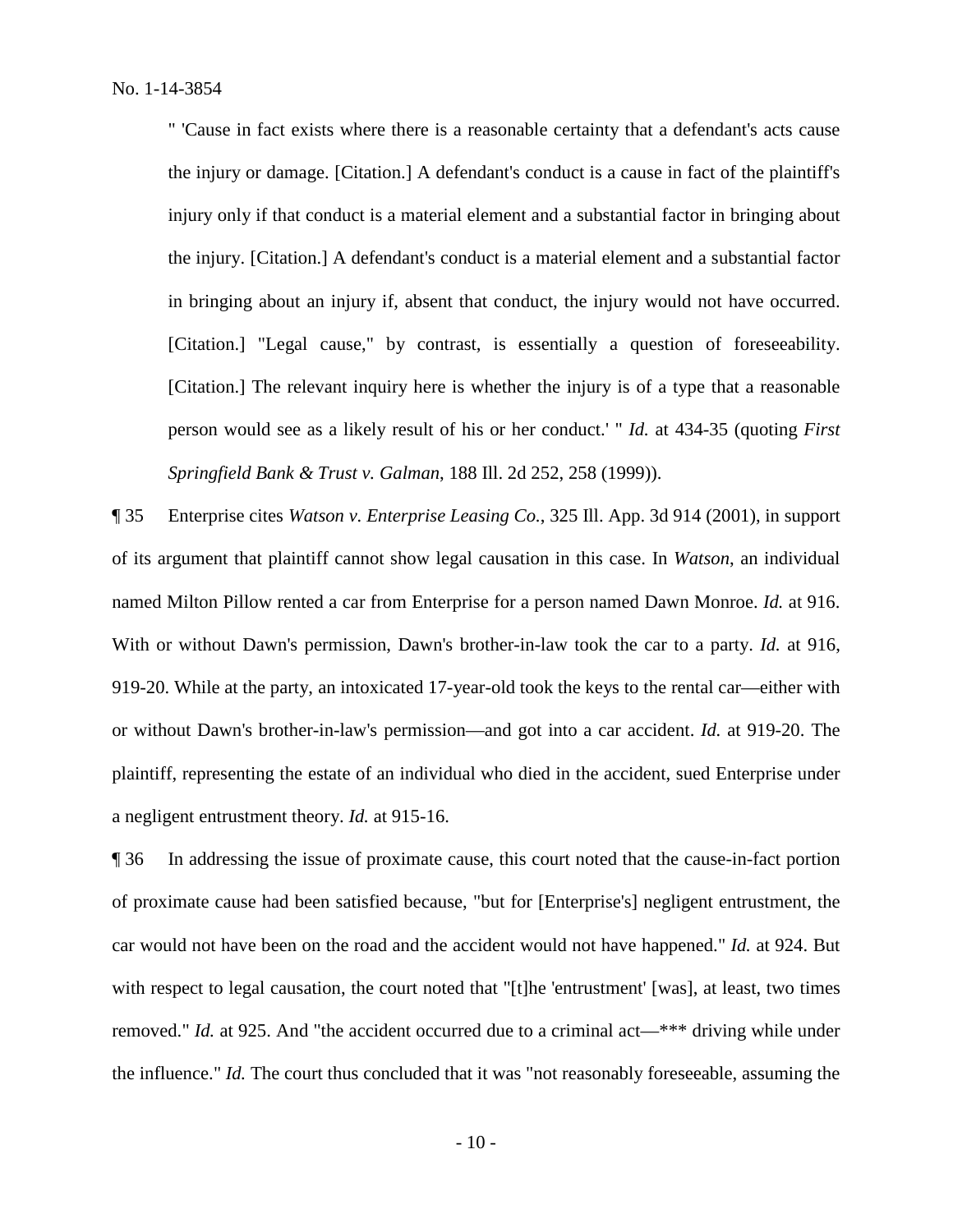> " 'Cause in fact exists where there is a reasonable certainty that a defendant's acts cause the injury or damage. [Citation.] A defendant's conduct is a cause in fact of the plaintiff's injury only if that conduct is a material element and a substantial factor in bringing about the injury. [Citation.] A defendant's conduct is a material element and a substantial factor in bringing about an injury if, absent that conduct, the injury would not have occurred. [Citation.] "Legal cause," by contrast, is essentially a question of foreseeability. [Citation.] The relevant inquiry here is whether the injury is of a type that a reasonable person would see as a likely result of his or her conduct.' " *Id.* at 434-35 (quoting *First Springfield Bank & Trust v. Galman*, 188 Ill. 2d 252, 258 (1999)).

¶ 35 Enterprise cites *Watson v. Enterprise Leasing Co.*, 325 Ill. App. 3d 914 (2001), in support of its argument that plaintiff cannot show legal causation in this case. In *Watson*, an individual named Milton Pillow rented a car from Enterprise for a person named Dawn Monroe. *Id.* at 916. With or without Dawn's permission, Dawn's brother-in-law took the car to a party. *Id.* at 916, 919-20. While at the party, an intoxicated 17-year-old took the keys to the rental car—either with or without Dawn's brother-in-law's permission—and got into a car accident. *Id.* at 919-20. The plaintiff, representing the estate of an individual who died in the accident, sued Enterprise under a negligent entrustment theory. *Id.* at 915-16.

¶ 36 In addressing the issue of proximate cause, this court noted that the cause-in-fact portion of proximate cause had been satisfied because, "but for [Enterprise's] negligent entrustment, the car would not have been on the road and the accident would not have happened." *Id.* at 924. But with respect to legal causation, the court noted that "[t]he 'entrustment' [was], at least, two times removed." *Id.* at 925. And "the accident occurred due to a criminal act—*** driving while under the influence." *Id.* The court thus concluded that it was "not reasonably foreseeable, assuming the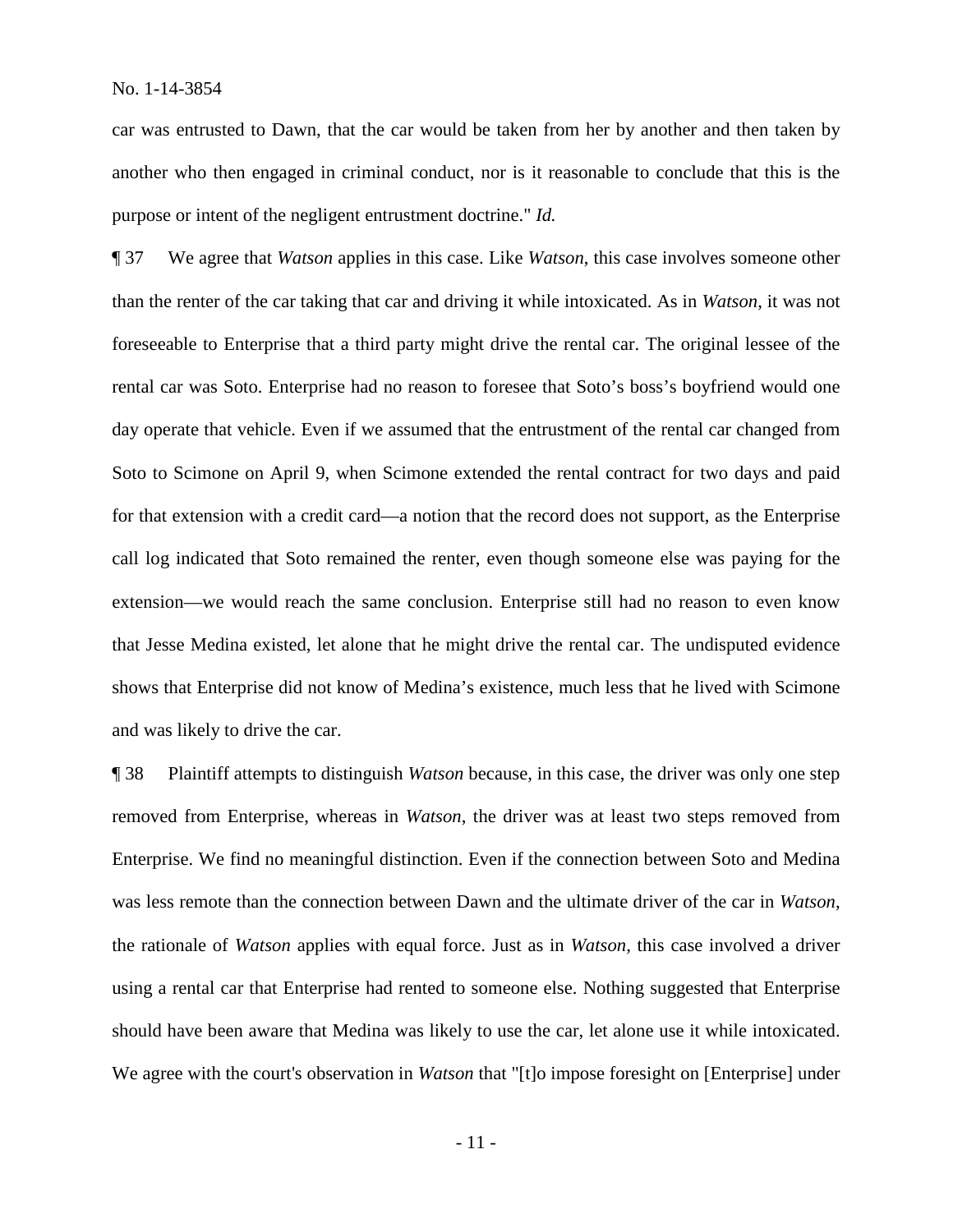car was entrusted to Dawn, that the car would be taken from her by another and then taken by another who then engaged in criminal conduct, nor is it reasonable to conclude that this is the purpose or intent of the negligent entrustment doctrine." *Id.*

¶ 37 We agree that *Watson* applies in this case. Like *Watson*, this case involves someone other than the renter of the car taking that car and driving it while intoxicated. As in *Watson*, it was not foreseeable to Enterprise that a third party might drive the rental car. The original lessee of the rental car was Soto. Enterprise had no reason to foresee that Soto's boss's boyfriend would one day operate that vehicle. Even if we assumed that the entrustment of the rental car changed from Soto to Scimone on April 9, when Scimone extended the rental contract for two days and paid for that extension with a credit card—a notion that the record does not support, as the Enterprise call log indicated that Soto remained the renter, even though someone else was paying for the extension—we would reach the same conclusion. Enterprise still had no reason to even know that Jesse Medina existed, let alone that he might drive the rental car. The undisputed evidence shows that Enterprise did not know of Medina's existence, much less that he lived with Scimone and was likely to drive the car.

¶ 38 Plaintiff attempts to distinguish *Watson* because, in this case, the driver was only one step removed from Enterprise, whereas in *Watson*, the driver was at least two steps removed from Enterprise. We find no meaningful distinction. Even if the connection between Soto and Medina was less remote than the connection between Dawn and the ultimate driver of the car in *Watson*, the rationale of *Watson* applies with equal force. Just as in *Watson*, this case involved a driver using a rental car that Enterprise had rented to someone else. Nothing suggested that Enterprise should have been aware that Medina was likely to use the car, let alone use it while intoxicated. We agree with the court's observation in *Watson* that "[t]o impose foresight on [Enterprise] under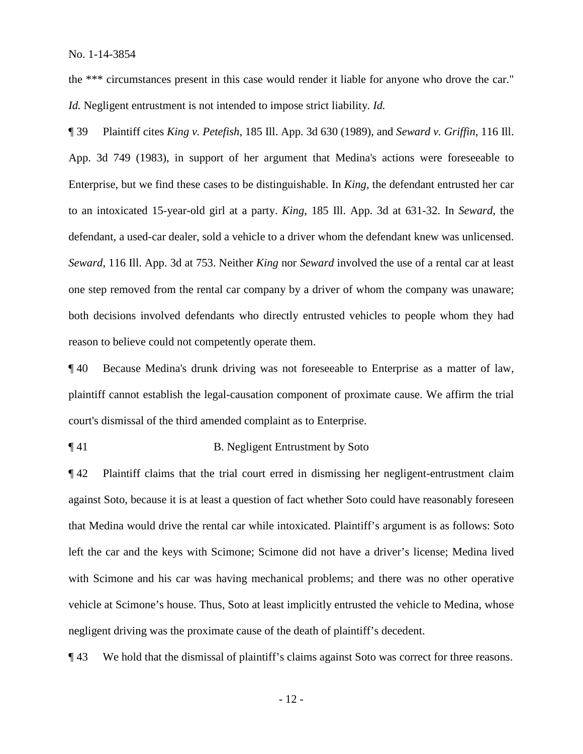the *** circumstances present in this case would render it liable for anyone who drove the car." *Id.* Negligent entrustment is not intended to impose strict liability. *Id.*

¶ 39 Plaintiff cites *King v. Petefish*, 185 Ill. App. 3d 630 (1989), and *Seward v. Griffin*, 116 Ill. App. 3d 749 (1983), in support of her argument that Medina's actions were foreseeable to Enterprise, but we find these cases to be distinguishable. In *King*, the defendant entrusted her car to an intoxicated 15-year-old girl at a party. *King*, 185 Ill. App. 3d at 631-32. In *Seward*, the defendant, a used-car dealer, sold a vehicle to a driver whom the defendant knew was unlicensed. *Seward*, 116 Ill. App. 3d at 753. Neither *King* nor *Seward* involved the use of a rental car at least one step removed from the rental car company by a driver of whom the company was unaware; both decisions involved defendants who directly entrusted vehicles to people whom they had reason to believe could not competently operate them.

¶ 40 Because Medina's drunk driving was not foreseeable to Enterprise as a matter of law, plaintiff cannot establish the legal-causation component of proximate cause. We affirm the trial court's dismissal of the third amended complaint as to Enterprise.

¶ 41 B. Negligent Entrustment by Soto

¶ 42 Plaintiff claims that the trial court erred in dismissing her negligent-entrustment claim against Soto, because it is at least a question of fact whether Soto could have reasonably foreseen that Medina would drive the rental car while intoxicated. Plaintiff's argument is as follows: Soto left the car and the keys with Scimone; Scimone did not have a driver's license; Medina lived with Scimone and his car was having mechanical problems; and there was no other operative vehicle at Scimone's house. Thus, Soto at least implicitly entrusted the vehicle to Medina, whose negligent driving was the proximate cause of the death of plaintiff's decedent.

¶ 43 We hold that the dismissal of plaintiff's claims against Soto was correct for three reasons.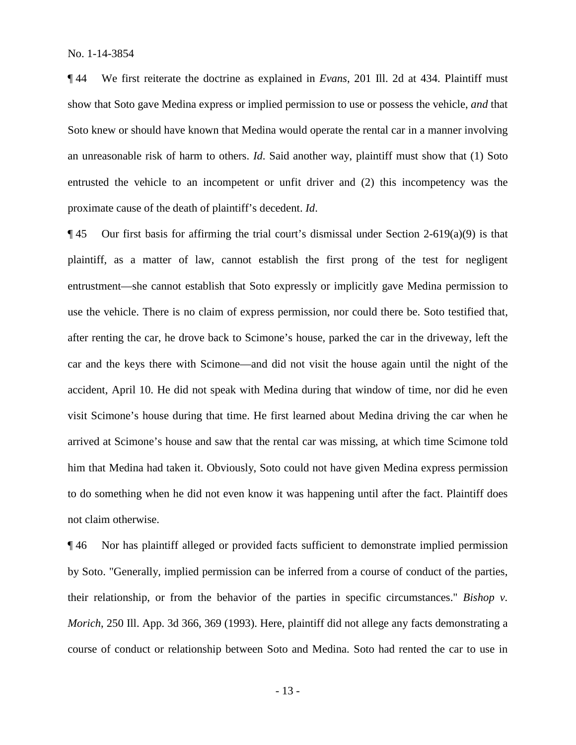¶ 44 We first reiterate the doctrine as explained in *Evans*, 201 Ill. 2d at 434. Plaintiff must show that Soto gave Medina express or implied permission to use or possess the vehicle, *and* that Soto knew or should have known that Medina would operate the rental car in a manner involving an unreasonable risk of harm to others. *Id*. Said another way, plaintiff must show that (1) Soto entrusted the vehicle to an incompetent or unfit driver and (2) this incompetency was the proximate cause of the death of plaintiff's decedent. *Id*.

¶ 45 Our first basis for affirming the trial court's dismissal under Section 2-619(a)(9) is that plaintiff, as a matter of law, cannot establish the first prong of the test for negligent entrustment—she cannot establish that Soto expressly or implicitly gave Medina permission to use the vehicle. There is no claim of express permission, nor could there be. Soto testified that, after renting the car, he drove back to Scimone's house, parked the car in the driveway, left the car and the keys there with Scimone—and did not visit the house again until the night of the accident, April 10. He did not speak with Medina during that window of time, nor did he even visit Scimone's house during that time. He first learned about Medina driving the car when he arrived at Scimone's house and saw that the rental car was missing, at which time Scimone told him that Medina had taken it. Obviously, Soto could not have given Medina express permission to do something when he did not even know it was happening until after the fact. Plaintiff does not claim otherwise.

¶ 46 Nor has plaintiff alleged or provided facts sufficient to demonstrate implied permission by Soto. "Generally, implied permission can be inferred from a course of conduct of the parties, their relationship, or from the behavior of the parties in specific circumstances." *Bishop v. Morich*, 250 Ill. App. 3d 366, 369 (1993). Here, plaintiff did not allege any facts demonstrating a course of conduct or relationship between Soto and Medina. Soto had rented the car to use in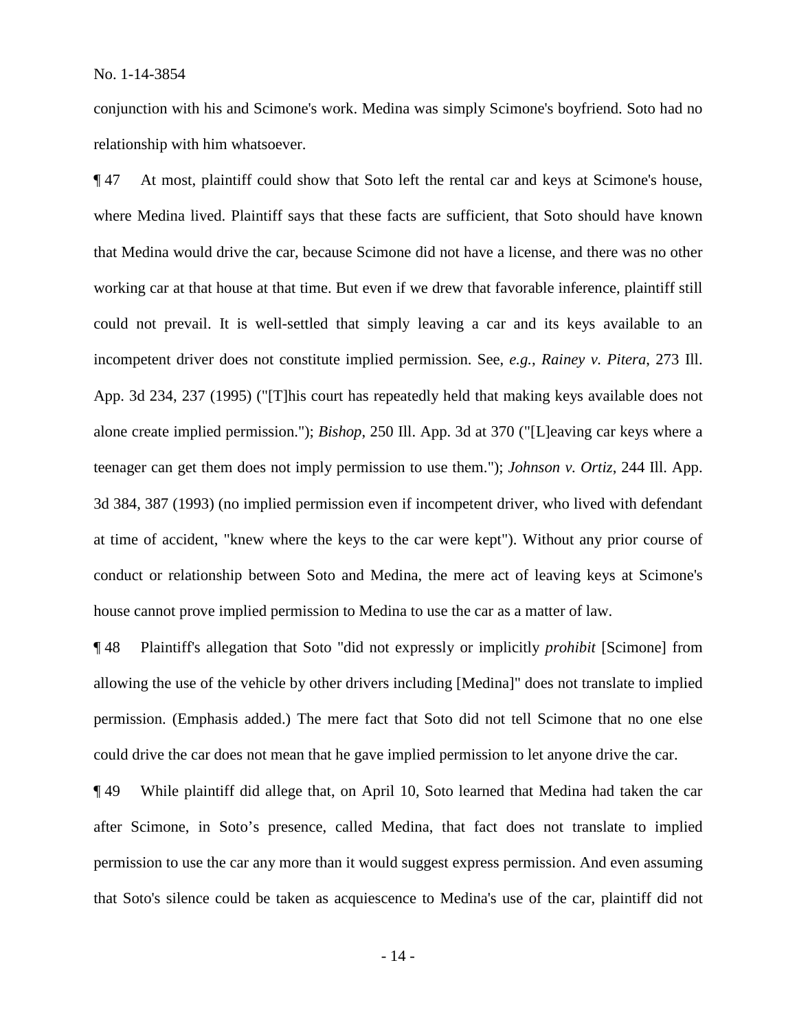conjunction with his and Scimone's work. Medina was simply Scimone's boyfriend. Soto had no relationship with him whatsoever.

¶ 47 At most, plaintiff could show that Soto left the rental car and keys at Scimone's house, where Medina lived. Plaintiff says that these facts are sufficient, that Soto should have known that Medina would drive the car, because Scimone did not have a license, and there was no other working car at that house at that time. But even if we drew that favorable inference, plaintiff still could not prevail. It is well-settled that simply leaving a car and its keys available to an incompetent driver does not constitute implied permission. See, *e.g.*, *Rainey v. Pitera*, 273 Ill. App. 3d 234, 237 (1995) ("[T]his court has repeatedly held that making keys available does not alone create implied permission."); *Bishop*, 250 Ill. App. 3d at 370 ("[L]eaving car keys where a teenager can get them does not imply permission to use them."); *Johnson v. Ortiz*, 244 Ill. App. 3d 384, 387 (1993) (no implied permission even if incompetent driver, who lived with defendant at time of accident, "knew where the keys to the car were kept"). Without any prior course of conduct or relationship between Soto and Medina, the mere act of leaving keys at Scimone's house cannot prove implied permission to Medina to use the car as a matter of law.

¶ 48 Plaintiff's allegation that Soto "did not expressly or implicitly *prohibit* [Scimone] from allowing the use of the vehicle by other drivers including [Medina]" does not translate to implied permission. (Emphasis added.) The mere fact that Soto did not tell Scimone that no one else could drive the car does not mean that he gave implied permission to let anyone drive the car.

¶ 49 While plaintiff did allege that, on April 10, Soto learned that Medina had taken the car after Scimone, in Soto's presence, called Medina, that fact does not translate to implied permission to use the car any more than it would suggest express permission. And even assuming that Soto's silence could be taken as acquiescence to Medina's use of the car, plaintiff did not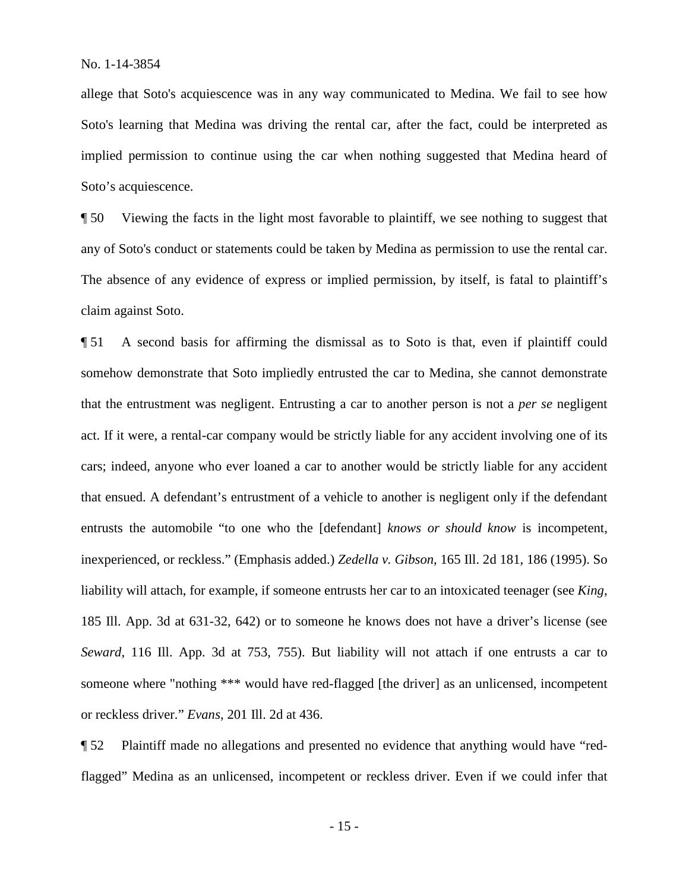allege that Soto's acquiescence was in any way communicated to Medina. We fail to see how Soto's learning that Medina was driving the rental car, after the fact, could be interpreted as implied permission to continue using the car when nothing suggested that Medina heard of Soto's acquiescence.

¶ 50 Viewing the facts in the light most favorable to plaintiff, we see nothing to suggest that any of Soto's conduct or statements could be taken by Medina as permission to use the rental car. The absence of any evidence of express or implied permission, by itself, is fatal to plaintiff's claim against Soto.

¶ 51 A second basis for affirming the dismissal as to Soto is that, even if plaintiff could somehow demonstrate that Soto impliedly entrusted the car to Medina, she cannot demonstrate that the entrustment was negligent. Entrusting a car to another person is not a *per se* negligent act. If it were, a rental-car company would be strictly liable for any accident involving one of its cars; indeed, anyone who ever loaned a car to another would be strictly liable for any accident that ensued. A defendant's entrustment of a vehicle to another is negligent only if the defendant entrusts the automobile "to one who the [defendant] *knows or should know* is incompetent, inexperienced, or reckless." (Emphasis added.) *Zedella v. Gibson*, 165 Ill. 2d 181, 186 (1995). So liability will attach, for example, if someone entrusts her car to an intoxicated teenager (see *King*, 185 Ill. App. 3d at 631-32, 642) or to someone he knows does not have a driver's license (see *Seward*, 116 Ill. App. 3d at 753, 755). But liability will not attach if one entrusts a car to someone where "nothing *** would have red-flagged [the driver] as an unlicensed, incompetent or reckless driver." *Evans*, 201 Ill. 2d at 436.

¶ 52 Plaintiff made no allegations and presented no evidence that anything would have "red-flagged" Medina as an unlicensed, incompetent or reckless driver. Even if we could infer that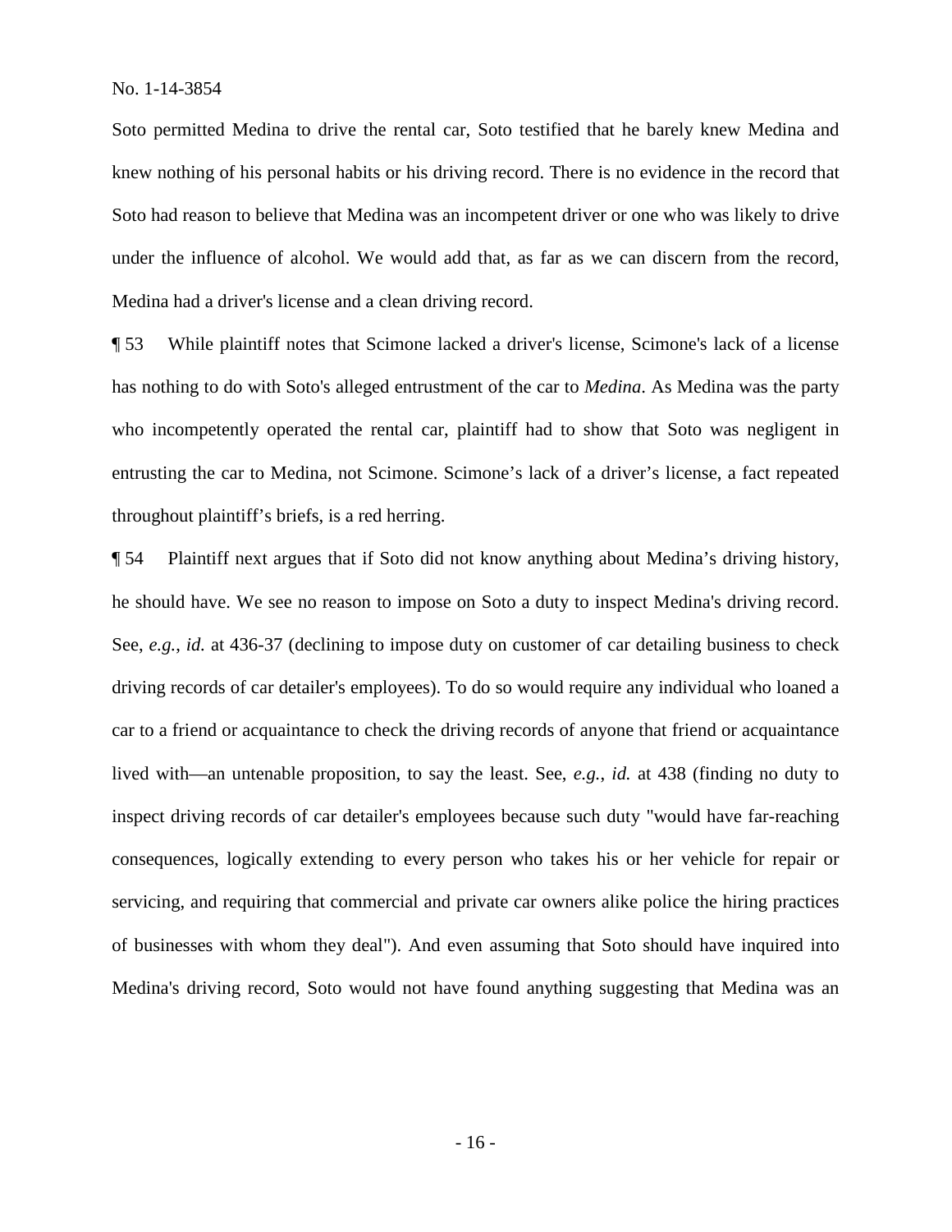Soto permitted Medina to drive the rental car, Soto testified that he barely knew Medina and knew nothing of his personal habits or his driving record. There is no evidence in the record that Soto had reason to believe that Medina was an incompetent driver or one who was likely to drive under the influence of alcohol. We would add that, as far as we can discern from the record, Medina had a driver's license and a clean driving record.

¶ 53 While plaintiff notes that Scimone lacked a driver's license, Scimone's lack of a license has nothing to do with Soto's alleged entrustment of the car to *Medina*. As Medina was the party who incompetently operated the rental car, plaintiff had to show that Soto was negligent in entrusting the car to Medina, not Scimone. Scimone's lack of a driver's license, a fact repeated throughout plaintiff's briefs, is a red herring.

¶ 54 Plaintiff next argues that if Soto did not know anything about Medina's driving history, he should have. We see no reason to impose on Soto a duty to inspect Medina's driving record. See, *e.g.*, *id.* at 436-37 (declining to impose duty on customer of car detailing business to check driving records of car detailer's employees). To do so would require any individual who loaned a car to a friend or acquaintance to check the driving records of anyone that friend or acquaintance lived with—an untenable proposition, to say the least. See, *e.g.*, *id.* at 438 (finding no duty to inspect driving records of car detailer's employees because such duty "would have far-reaching consequences, logically extending to every person who takes his or her vehicle for repair or servicing, and requiring that commercial and private car owners alike police the hiring practices of businesses with whom they deal"). And even assuming that Soto should have inquired into Medina's driving record, Soto would not have found anything suggesting that Medina was an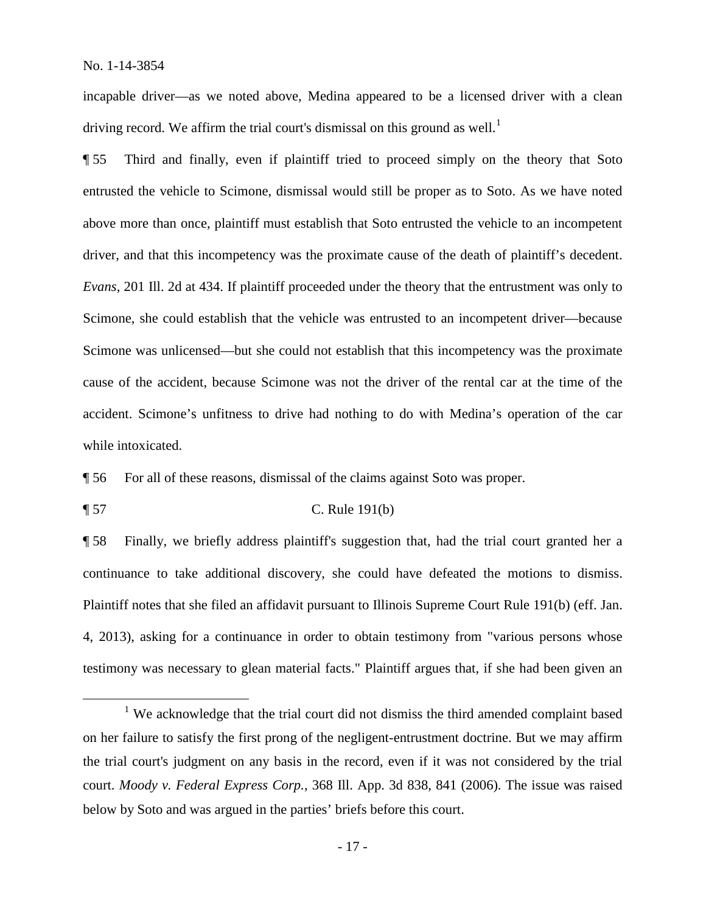incapable driver—as we noted above, Medina appeared to be a licensed driver with a clean driving record. We affirm the trial court's dismissal on this ground as well.[1]

¶ 55 Third and finally, even if plaintiff tried to proceed simply on the theory that Soto entrusted the vehicle to Scimone, dismissal would still be proper as to Soto. As we have noted above more than once, plaintiff must establish that Soto entrusted the vehicle to an incompetent driver, and that this incompetency was the proximate cause of the death of plaintiff's decedent. *Evans*, 201 Ill. 2d at 434. If plaintiff proceeded under the theory that the entrustment was only to Scimone, she could establish that the vehicle was entrusted to an incompetent driver—because Scimone was unlicensed—but she could not establish that this incompetency was the proximate cause of the accident, because Scimone was not the driver of the rental car at the time of the accident. Scimone's unfitness to drive had nothing to do with Medina's operation of the car while intoxicated.

¶ 56 For all of these reasons, dismissal of the claims against Soto was proper.

¶ 57 C. Rule 191(b)

¶ 58 Finally, we briefly address plaintiff's suggestion that, had the trial court granted her a continuance to take additional discovery, she could have defeated the motions to dismiss. Plaintiff notes that she filed an affidavit pursuant to Illinois Supreme Court Rule 191(b) (eff. Jan. 4, 2013), asking for a continuance in order to obtain testimony from "various persons whose testimony was necessary to glean material facts." Plaintiff argues that, if she had been given an

---

[1] We acknowledge that the trial court did not dismiss the third amended complaint based on her failure to satisfy the first prong of the negligent-entrustment doctrine. But we may affirm the trial court's judgment on any basis in the record, even if it was not considered by the trial court. *Moody v. Federal Express Corp.*, 368 Ill. App. 3d 838, 841 (2006). The issue was raised below by Soto and was argued in the parties' briefs before this court.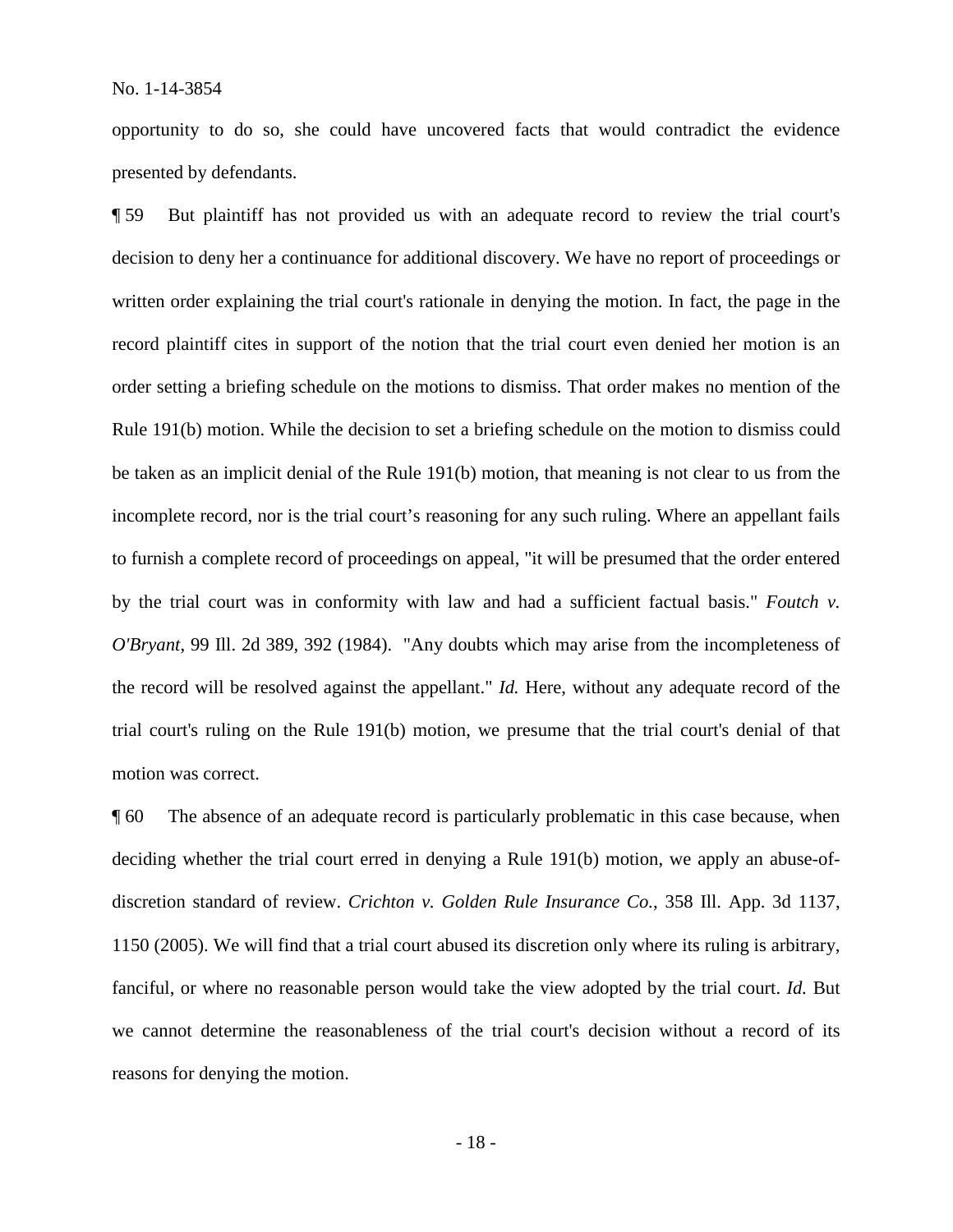opportunity to do so, she could have uncovered facts that would contradict the evidence presented by defendants.

¶ 59 But plaintiff has not provided us with an adequate record to review the trial court's decision to deny her a continuance for additional discovery. We have no report of proceedings or written order explaining the trial court's rationale in denying the motion. In fact, the page in the record plaintiff cites in support of the notion that the trial court even denied her motion is an order setting a briefing schedule on the motions to dismiss. That order makes no mention of the Rule 191(b) motion. While the decision to set a briefing schedule on the motion to dismiss could be taken as an implicit denial of the Rule 191(b) motion, that meaning is not clear to us from the incomplete record, nor is the trial court's reasoning for any such ruling. Where an appellant fails to furnish a complete record of proceedings on appeal, "it will be presumed that the order entered by the trial court was in conformity with law and had a sufficient factual basis." *Foutch v. O'Bryant*, 99 Ill. 2d 389, 392 (1984). "Any doubts which may arise from the incompleteness of the record will be resolved against the appellant." *Id.* Here, without any adequate record of the trial court's ruling on the Rule 191(b) motion, we presume that the trial court's denial of that motion was correct.

¶ 60 The absence of an adequate record is particularly problematic in this case because, when deciding whether the trial court erred in denying a Rule 191(b) motion, we apply an abuse-of-discretion standard of review. *Crichton v. Golden Rule Insurance Co.*, 358 Ill. App. 3d 1137, 1150 (2005). We will find that a trial court abused its discretion only where its ruling is arbitrary, fanciful, or where no reasonable person would take the view adopted by the trial court. *Id.* But we cannot determine the reasonableness of the trial court's decision without a record of its reasons for denying the motion.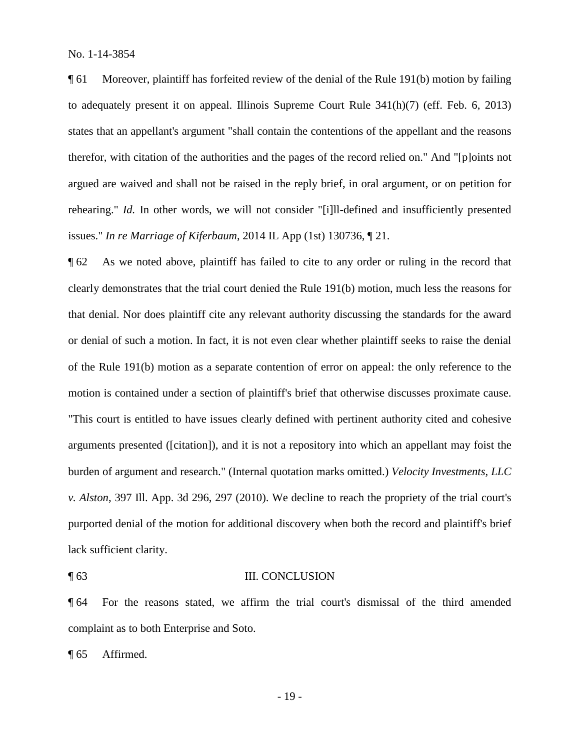¶ 61 Moreover, plaintiff has forfeited review of the denial of the Rule 191(b) motion by failing to adequately present it on appeal. Illinois Supreme Court Rule 341(h)(7) (eff. Feb. 6, 2013) states that an appellant's argument "shall contain the contentions of the appellant and the reasons therefor, with citation of the authorities and the pages of the record relied on." And "[p]oints not argued are waived and shall not be raised in the reply brief, in oral argument, or on petition for rehearing." *Id.* In other words, we will not consider "[i]ll-defined and insufficiently presented issues." *In re Marriage of Kiferbaum*, 2014 IL App (1st) 130736, ¶ 21.

¶ 62 As we noted above, plaintiff has failed to cite to any order or ruling in the record that clearly demonstrates that the trial court denied the Rule 191(b) motion, much less the reasons for that denial. Nor does plaintiff cite any relevant authority discussing the standards for the award or denial of such a motion. In fact, it is not even clear whether plaintiff seeks to raise the denial of the Rule 191(b) motion as a separate contention of error on appeal: the only reference to the motion is contained under a section of plaintiff's brief that otherwise discusses proximate cause. "This court is entitled to have issues clearly defined with pertinent authority cited and cohesive arguments presented ([citation]), and it is not a repository into which an appellant may foist the burden of argument and research." (Internal quotation marks omitted.) *Velocity Investments, LLC v. Alston*, 397 Ill. App. 3d 296, 297 (2010). We decline to reach the propriety of the trial court's purported denial of the motion for additional discovery when both the record and plaintiff's brief lack sufficient clarity.

## ¶ 63 III. CONCLUSION

¶ 64 For the reasons stated, we affirm the trial court's dismissal of the third amended complaint as to both Enterprise and Soto.

¶ 65 Affirmed.